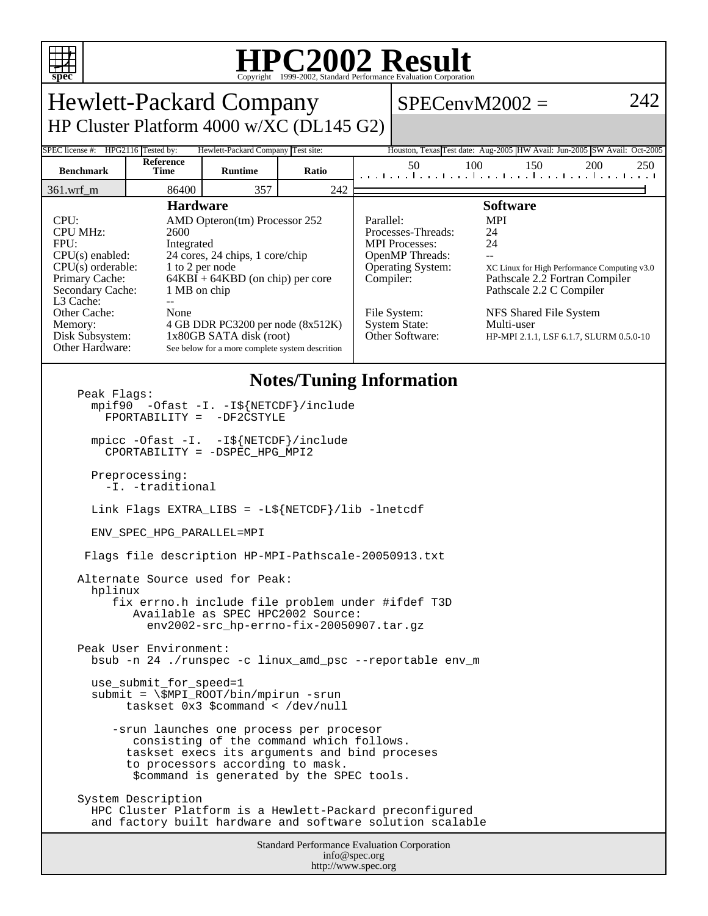# HPC2002 Result

Copyright 1999-2002, Standard Performance Evaluation Corporation

## Hewlett-Packard Company

### HP Cluster Platform 4000 w/XC (DL145 G2)

SPECenvM2002 = 242

| SPEC license #: | HPG2116 | Tested by: | Hewlett-Packard Company | Test site: | Houston, Texas | Test date: | Aug-2005 | HW Avail: | Jun-2005 | SW Avail: | Oct-2005 |
|---|---|---|---|---|---|---|---|---|---|---|---|

| Benchmark | Reference Time | Runtime | Ratio |
|---|---|---|---|
| 361.wrf_m | 86400 | 357 | 242 |

50 100 150 200 250

### Hardware

| | |
|---|---|
| CPU: | AMD Opteron(tm) Processor 252 |
| CPU MHz: | 2600 |
| FPU: | Integrated |
| CPU(s) enabled: | 24 cores, 24 chips, 1 core/chip |
| CPU(s) orderable: | 1 to 2 per node |
| Primary Cache: | 64KBI + 64KBD (on chip) per core |
| Secondary Cache: | 1 MB on chip |
| L3 Cache: | -- |
| Other Cache: | None |
| Memory: | 4 GB DDR PC3200 per node (8x512K) |
| Disk Subsystem: | 1x80GB SATA disk (root) |
| Other Hardware: | See below for a more complete system descrition |

### Software

| | |
|---|---|
| Parallel: | MPI |
| Processes-Threads: | 24 |
| MPI Processes: | 24 |
| OpenMP Threads: | -- |
| Operating System: | XC Linux for High Performance Computing v3.0 |
| Compiler: | Pathscale 2.2 Fortran Compiler<br>Pathscale 2.2 C Compiler |
| File System: | NFS Shared File System |
| System State: | Multi-user |
| Other Software: | HP-MPI 2.1.1, LSF 6.1.7, SLURM 0.5.0-10 |

### Notes/Tuning Information

```
Peak Flags:
  mpif90  -Ofast -I. -I${NETCDF}/include
    FPORTABILITY =  -DF2CSTYLE

  mpicc -Ofast -I.  -I${NETCDF}/include
    CPORTABILITY = -DSPEC_HPG_MPI2

  Preprocessing:
    -I. -traditional

  Link Flags EXTRA_LIBS = -L${NETCDF}/lib -lnetcdf

  ENV_SPEC_HPG_PARALLEL=MPI

 Flags file description HP-MPI-Pathscale-20050913.txt

Alternate Source used for Peak:
  hplinux
     fix errno.h include file problem under #ifdef T3D
        Available as SPEC HPC2002 Source:
          env2002-src_hp-errno-fix-20050907.tar.gz

Peak User Environment:
  bsub -n 24 ./runspec -c linux_amd_psc --reportable env_m

  use_submit_for_speed=1
  submit = \$MPI_ROOT/bin/mpirun -srun
       taskset 0x3 $command < /dev/null

     -srun launches one process per procesor
        consisting of the command which follows.
       taskset execs its arguments and bind proceses
       to processors according to mask.
        $command is generated by the SPEC tools.

System Description
  HPC Cluster Platform is a Hewlett-Packard preconfigured
  and factory built hardware and software solution scalable
```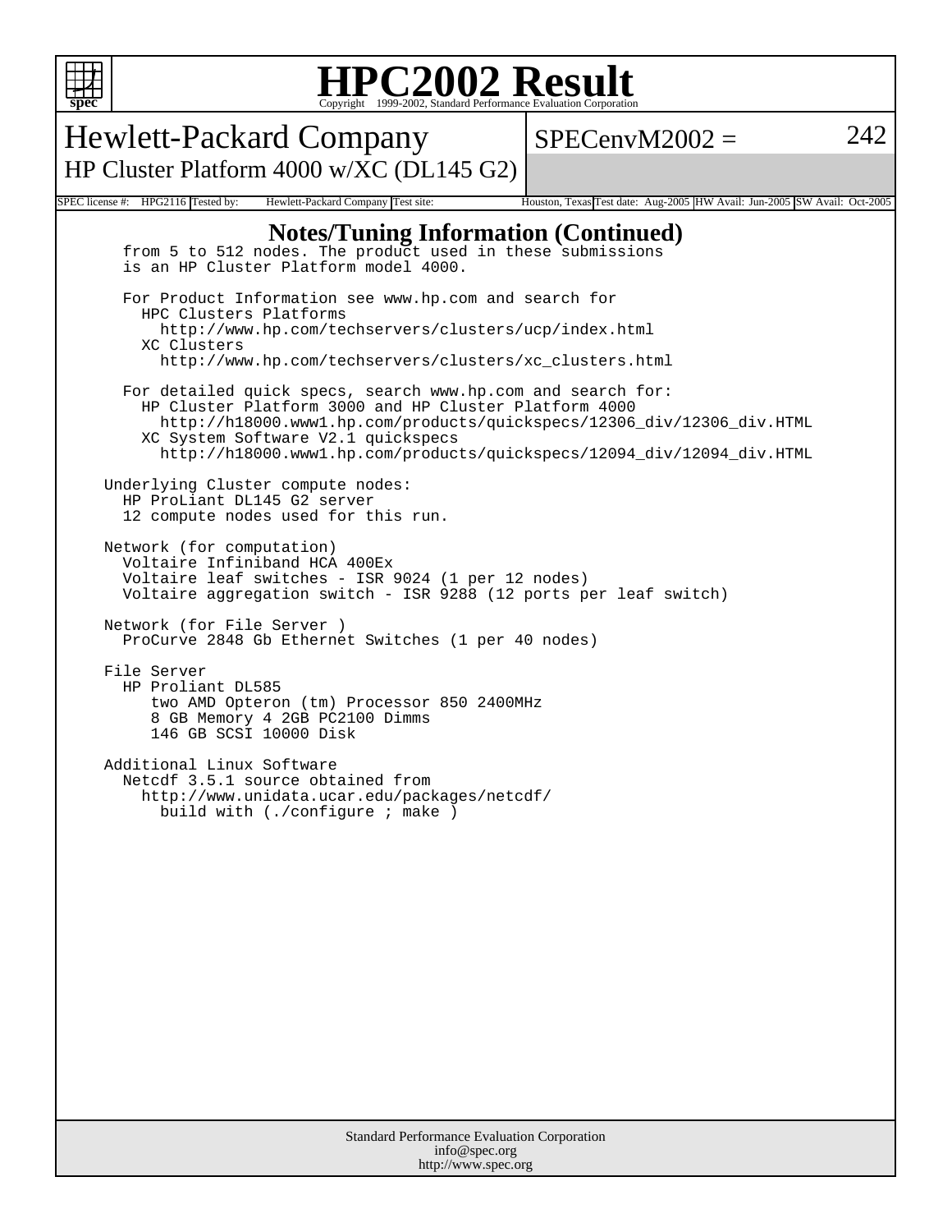# HPC2002 Result

Copyright 1999-2002, Standard Performance Evaluation Corporation

## Hewlett-Packard Company

HP Cluster Platform 4000 w/XC (DL145 G2)

SPECenvM2002 = 242

SPEC license #: HPG2116 | Tested by: Hewlett-Packard Company | Test site: Houston, Texas | Test date: Aug-2005 | HW Avail: Jun-2005 | SW Avail: Oct-2005

### Notes/Tuning Information (Continued)

```
    from 5 to 512 nodes. The product used in these submissions
    is an HP Cluster Platform model 4000.

    For Product Information see www.hp.com and search for
      HPC Clusters Platforms
        http://www.hp.com/techservers/clusters/ucp/index.html
      XC Clusters
        http://www.hp.com/techservers/clusters/xc_clusters.html

    For detailed quick specs, search www.hp.com and search for:
      HP Cluster Platform 3000 and HP Cluster Platform 4000
        http://h18000.www1.hp.com/products/quickspecs/12306_div/12306_div.HTML
      XC System Software V2.1 quickspecs
        http://h18000.www1.hp.com/products/quickspecs/12094_div/12094_div.HTML

  Underlying Cluster compute nodes:
    HP ProLiant DL145 G2 server
    12 compute nodes used for this run.

  Network (for computation)
    Voltaire Infiniband HCA 400Ex
    Voltaire leaf switches - ISR 9024 (1 per 12 nodes)
    Voltaire aggregation switch - ISR 9288 (12 ports per leaf switch)

  Network (for File Server )
    ProCurve 2848 Gb Ethernet Switches (1 per 40 nodes)

  File Server
    HP Proliant DL585
       two AMD Opteron (tm) Processor 850 2400MHz
       8 GB Memory 4 2GB PC2100 Dimms
       146 GB SCSI 10000 Disk

  Additional Linux Software
    Netcdf 3.5.1 source obtained from
      http://www.unidata.ucar.edu/packages/netcdf/
        build with (./configure ; make )
```

Standard Performance Evaluation Corporation
info@spec.org
http://www.spec.org